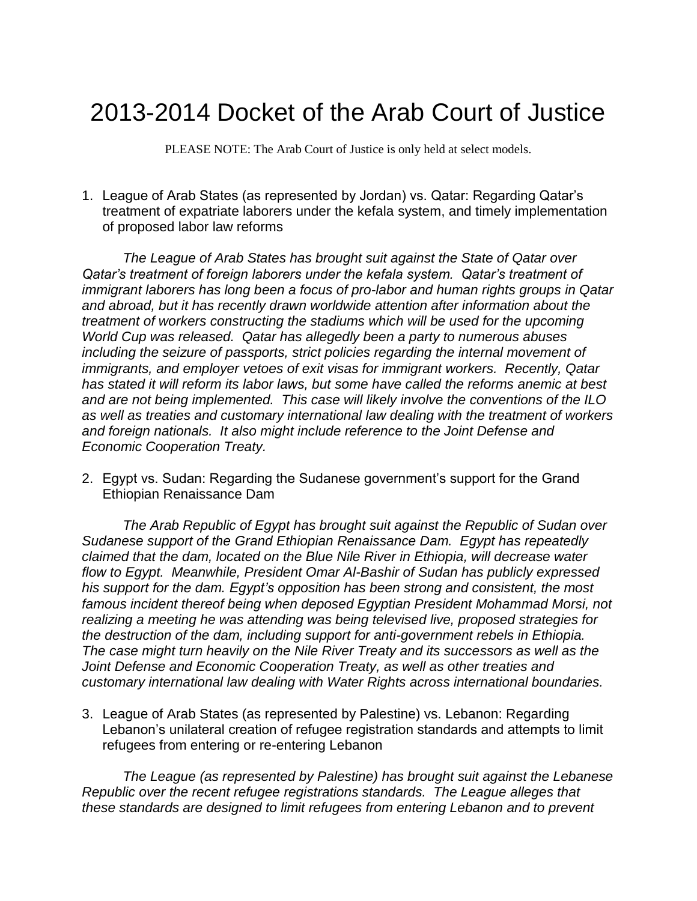# 2013-2014 Docket of the Arab Court of Justice

PLEASE NOTE: The Arab Court of Justice is only held at select models.

1. League of Arab States (as represented by Jordan) vs. Qatar: Regarding Qatar's treatment of expatriate laborers under the kefala system, and timely implementation of proposed labor law reforms

   *The League of Arab States has brought suit against the State of Qatar over Qatar's treatment of foreign laborers under the kefala system. Qatar's treatment of immigrant laborers has long been a focus of pro-labor and human rights groups in Qatar and abroad, but it has recently drawn worldwide attention after information about the treatment of workers constructing the stadiums which will be used for the upcoming World Cup was released. Qatar has allegedly been a party to numerous abuses including the seizure of passports, strict policies regarding the internal movement of immigrants, and employer vetoes of exit visas for immigrant workers. Recently, Qatar has stated it will reform its labor laws, but some have called the reforms anemic at best and are not being implemented. This case will likely involve the conventions of the ILO as well as treaties and customary international law dealing with the treatment of workers and foreign nationals. It also might include reference to the Joint Defense and Economic Cooperation Treaty.*

2. Egypt vs. Sudan: Regarding the Sudanese government's support for the Grand Ethiopian Renaissance Dam

   *The Arab Republic of Egypt has brought suit against the Republic of Sudan over Sudanese support of the Grand Ethiopian Renaissance Dam. Egypt has repeatedly claimed that the dam, located on the Blue Nile River in Ethiopia, will decrease water flow to Egypt. Meanwhile, President Omar Al-Bashir of Sudan has publicly expressed his support for the dam. Egypt's opposition has been strong and consistent, the most famous incident thereof being when deposed Egyptian President Mohammad Morsi, not realizing a meeting he was attending was being televised live, proposed strategies for the destruction of the dam, including support for anti-government rebels in Ethiopia. The case might turn heavily on the Nile River Treaty and its successors as well as the Joint Defense and Economic Cooperation Treaty, as well as other treaties and customary international law dealing with Water Rights across international boundaries.*

3. League of Arab States (as represented by Palestine) vs. Lebanon: Regarding Lebanon's unilateral creation of refugee registration standards and attempts to limit refugees from entering or re-entering Lebanon

   *The League (as represented by Palestine) has brought suit against the Lebanese Republic over the recent refugee registrations standards. The League alleges that these standards are designed to limit refugees from entering Lebanon and to prevent*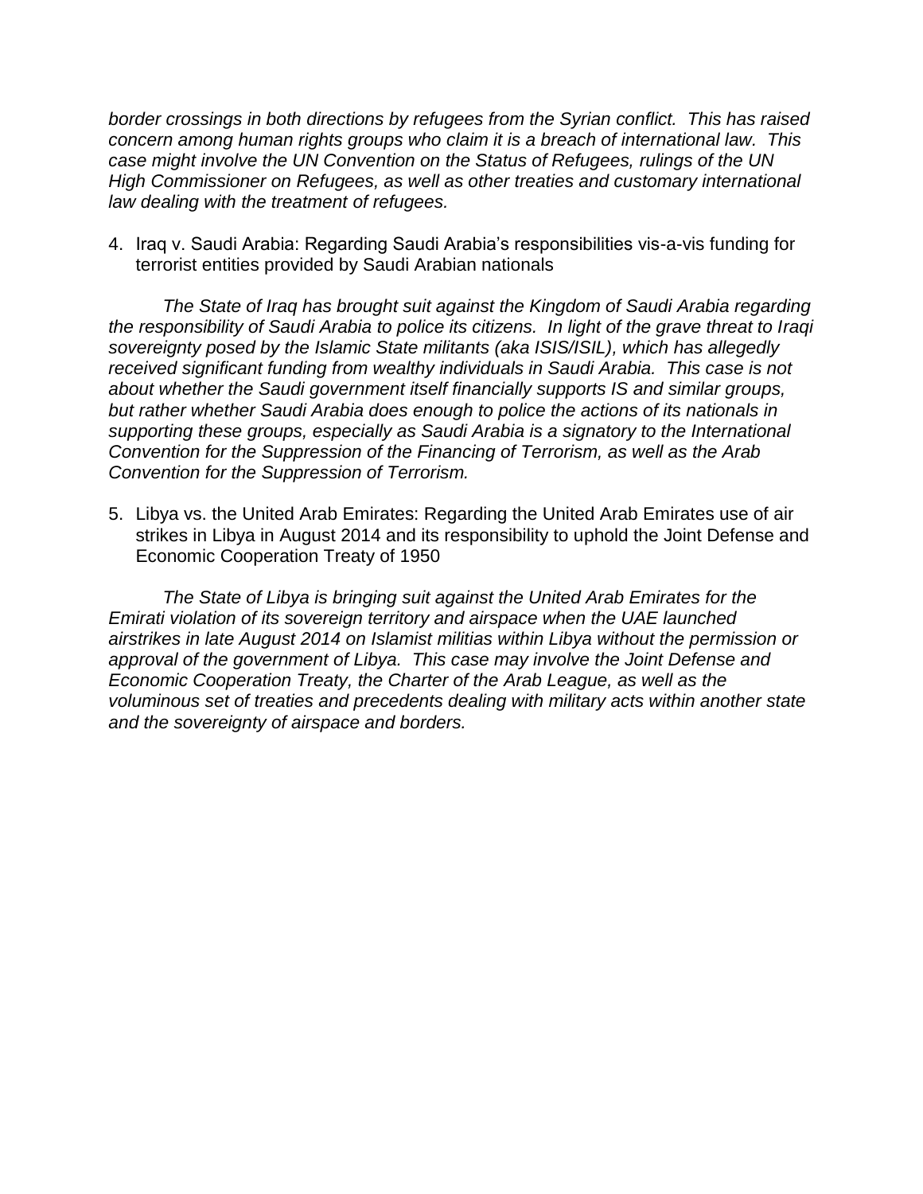*border crossings in both directions by refugees from the Syrian conflict. This has raised concern among human rights groups who claim it is a breach of international law. This case might involve the UN Convention on the Status of Refugees, rulings of the UN High Commissioner on Refugees, as well as other treaties and customary international law dealing with the treatment of refugees.*

4. Iraq v. Saudi Arabia: Regarding Saudi Arabia's responsibilities vis-a-vis funding for terrorist entities provided by Saudi Arabian nationals

*The State of Iraq has brought suit against the Kingdom of Saudi Arabia regarding the responsibility of Saudi Arabia to police its citizens. In light of the grave threat to Iraqi sovereignty posed by the Islamic State militants (aka ISIS/ISIL), which has allegedly received significant funding from wealthy individuals in Saudi Arabia. This case is not about whether the Saudi government itself financially supports IS and similar groups, but rather whether Saudi Arabia does enough to police the actions of its nationals in supporting these groups, especially as Saudi Arabia is a signatory to the International Convention for the Suppression of the Financing of Terrorism, as well as the Arab Convention for the Suppression of Terrorism.*

5. Libya vs. the United Arab Emirates: Regarding the United Arab Emirates use of air strikes in Libya in August 2014 and its responsibility to uphold the Joint Defense and Economic Cooperation Treaty of 1950

*The State of Libya is bringing suit against the United Arab Emirates for the Emirati violation of its sovereign territory and airspace when the UAE launched airstrikes in late August 2014 on Islamist militias within Libya without the permission or approval of the government of Libya. This case may involve the Joint Defense and Economic Cooperation Treaty, the Charter of the Arab League, as well as the voluminous set of treaties and precedents dealing with military acts within another state and the sovereignty of airspace and borders.*